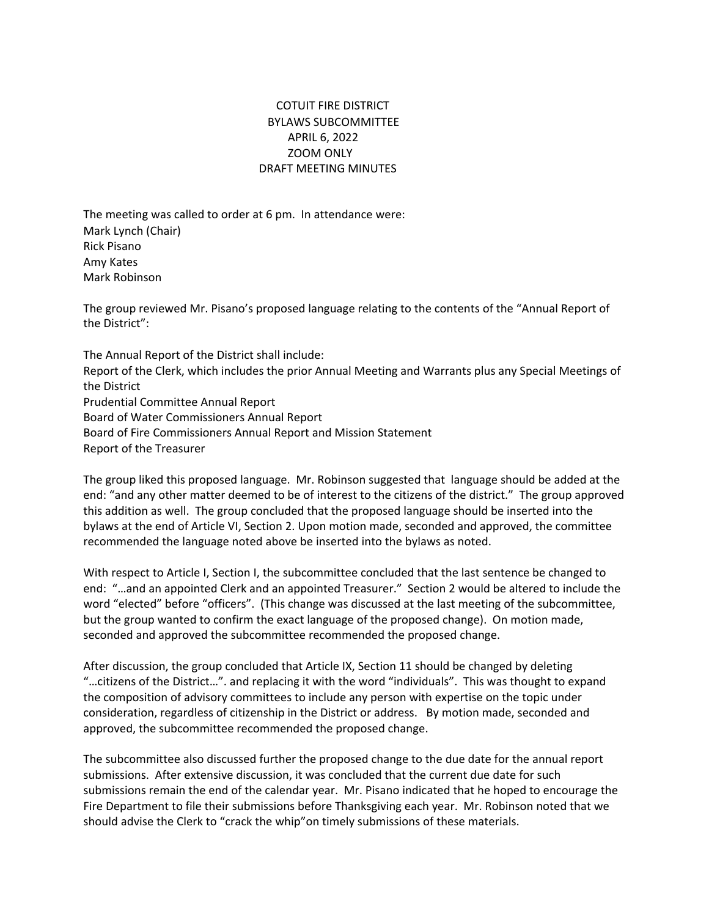# COTUIT FIRE DISTRICT
## BYLAWS SUBCOMMITTEE
## APRIL 6, 2022
## ZOOM ONLY
## DRAFT MEETING MINUTES

The meeting was called to order at 6 pm. In attendance were:
Mark Lynch (Chair)
Rick Pisano
Amy Kates
Mark Robinson

The group reviewed Mr. Pisano's proposed language relating to the contents of the "Annual Report of the District":

The Annual Report of the District shall include:
Report of the Clerk, which includes the prior Annual Meeting and Warrants plus any Special Meetings of the District
Prudential Committee Annual Report
Board of Water Commissioners Annual Report
Board of Fire Commissioners Annual Report and Mission Statement
Report of the Treasurer

The group liked this proposed language. Mr. Robinson suggested that language should be added at the end: "and any other matter deemed to be of interest to the citizens of the district." The group approved this addition as well. The group concluded that the proposed language should be inserted into the bylaws at the end of Article VI, Section 2. Upon motion made, seconded and approved, the committee recommended the language noted above be inserted into the bylaws as noted.

With respect to Article I, Section I, the subcommittee concluded that the last sentence be changed to end: "…and an appointed Clerk and an appointed Treasurer." Section 2 would be altered to include the word "elected" before "officers". (This change was discussed at the last meeting of the subcommittee, but the group wanted to confirm the exact language of the proposed change). On motion made, seconded and approved the subcommittee recommended the proposed change.

After discussion, the group concluded that Article IX, Section 11 should be changed by deleting "…citizens of the District…". and replacing it with the word "individuals". This was thought to expand the composition of advisory committees to include any person with expertise on the topic under consideration, regardless of citizenship in the District or address. By motion made, seconded and approved, the subcommittee recommended the proposed change.

The subcommittee also discussed further the proposed change to the due date for the annual report submissions. After extensive discussion, it was concluded that the current due date for such submissions remain the end of the calendar year. Mr. Pisano indicated that he hoped to encourage the Fire Department to file their submissions before Thanksgiving each year. Mr. Robinson noted that we should advise the Clerk to "crack the whip"on timely submissions of these materials.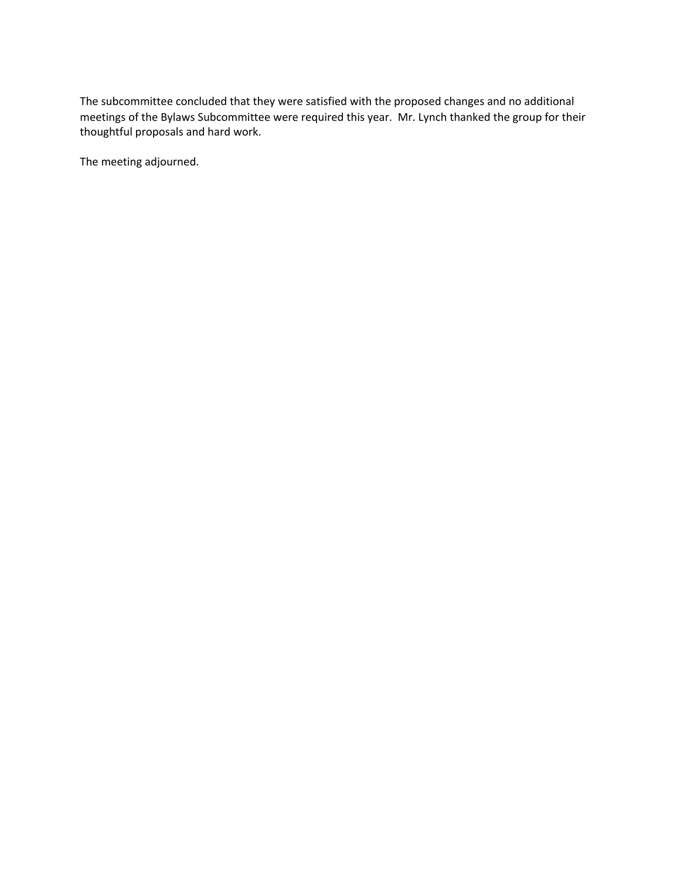The subcommittee concluded that they were satisfied with the proposed changes and no additional meetings of the Bylaws Subcommittee were required this year. Mr. Lynch thanked the group for their thoughtful proposals and hard work.

The meeting adjourned.